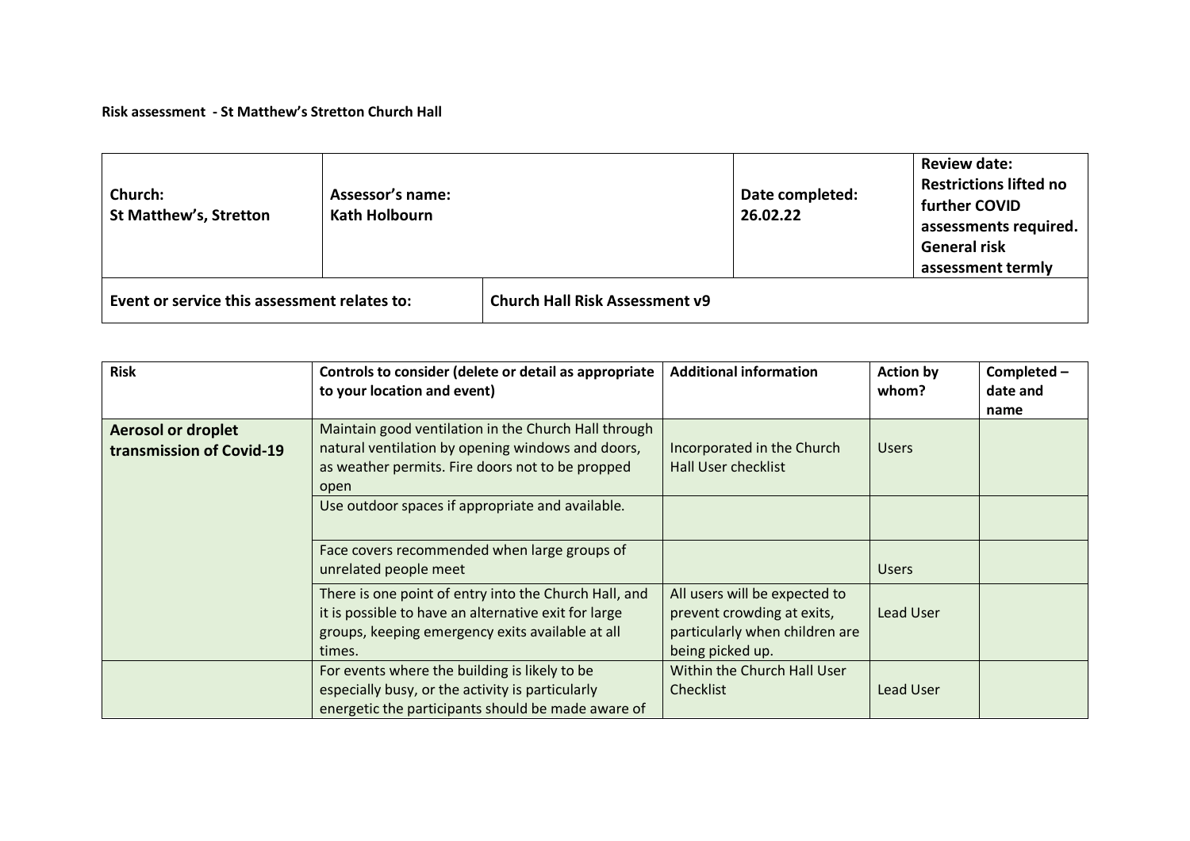**Risk assessment - St Matthew's Stretton Church Hall**

| Church: St Matthew's, Stretton | Assessor's name: Kath Holbourn | | Date completed: 26.02.22 | Review date: Restrictions lifted no further COVID assessments required. General risk assessment termly |
|---|---|---|---|---|
| **Event or service this assessment relates to:** | | **Church Hall Risk Assessment v9** | | |

| Risk | Controls to consider (delete or detail as appropriate to your location and event) | Additional information | Action by whom? | Completed – date and name |
|---|---|---|---|---|
| **Aerosol or droplet transmission of Covid-19** | Maintain good ventilation in the Church Hall through natural ventilation by opening windows and doors, as weather permits. Fire doors not to be propped open | Incorporated in the Church Hall User checklist | Users | |
| | Use outdoor spaces if appropriate and available. | | | |
| | Face covers recommended when large groups of unrelated people meet | | Users | |
| | There is one point of entry into the Church Hall, and it is possible to have an alternative exit for large groups, keeping emergency exits available at all times. | All users will be expected to prevent crowding at exits, particularly when children are being picked up. | Lead User | |
| | For events where the building is likely to be especially busy, or the activity is particularly energetic the participants should be made aware of | Within the Church Hall User Checklist | Lead User | |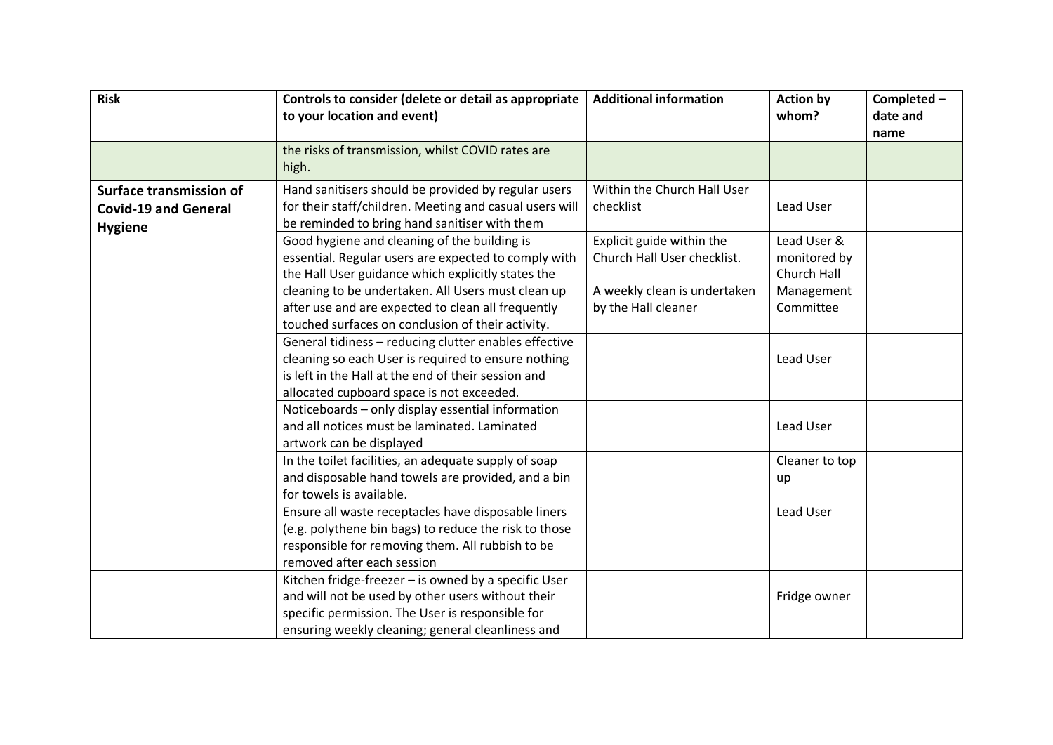| Risk | Controls to consider (delete or detail as appropriate to your location and event) | Additional information | Action by whom? | Completed – date and name |
|---|---|---|---|---|
| | the risks of transmission, whilst COVID rates are high. | | | |
| **Surface transmission of Covid-19 and General Hygiene** | Hand sanitisers should be provided by regular users for their staff/children. Meeting and casual users will be reminded to bring hand sanitiser with them | Within the Church Hall User checklist | Lead User | |
| | Good hygiene and cleaning of the building is essential. Regular users are expected to comply with the Hall User guidance which explicitly states the cleaning to be undertaken. All Users must clean up after use and are expected to clean all frequently touched surfaces on conclusion of their activity. | Explicit guide within the Church Hall User checklist. A weekly clean is undertaken by the Hall cleaner | Lead User & monitored by Church Hall Management Committee | |
| | General tidiness – reducing clutter enables effective cleaning so each User is required to ensure nothing is left in the Hall at the end of their session and allocated cupboard space is not exceeded. | | Lead User | |
| | Noticeboards – only display essential information and all notices must be laminated. Laminated artwork can be displayed | | Lead User | |
| | In the toilet facilities, an adequate supply of soap and disposable hand towels are provided, and a bin for towels is available. | | Cleaner to top up | |
| | Ensure all waste receptacles have disposable liners (e.g. polythene bin bags) to reduce the risk to those responsible for removing them. All rubbish to be removed after each session | | Lead User | |
| | Kitchen fridge-freezer – is owned by a specific User and will not be used by other users without their specific permission. The User is responsible for ensuring weekly cleaning; general cleanliness and | | Fridge owner | |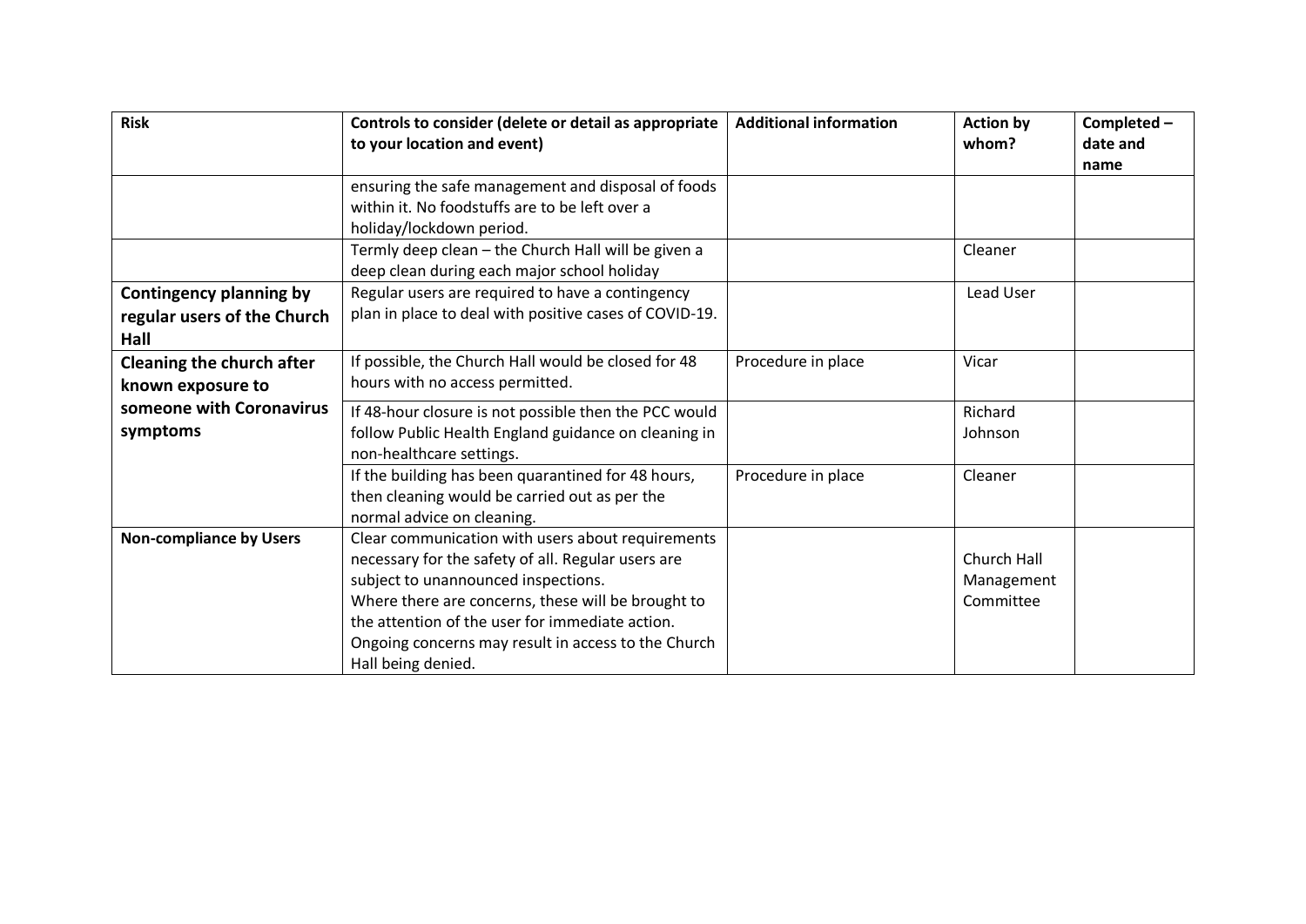| Risk | Controls to consider (delete or detail as appropriate to your location and event) | Additional information | Action by whom? | Completed – date and name |
|---|---|---|---|---|
| | ensuring the safe management and disposal of foods within it. No foodstuffs are to be left over a holiday/lockdown period. | | | |
| | Termly deep clean – the Church Hall will be given a deep clean during each major school holiday | | Cleaner | |
| **Contingency planning by regular users of the Church Hall** | Regular users are required to have a contingency plan in place to deal with positive cases of COVID-19. | | Lead User | |
| **Cleaning the church after known exposure to someone with Coronavirus symptoms** | If possible, the Church Hall would be closed for 48 hours with no access permitted. | Procedure in place | Vicar | |
| | If 48-hour closure is not possible then the PCC would follow Public Health England guidance on cleaning in non-healthcare settings. | | Richard Johnson | |
| | If the building has been quarantined for 48 hours, then cleaning would be carried out as per the normal advice on cleaning. | Procedure in place | Cleaner | |
| **Non-compliance by Users** | Clear communication with users about requirements necessary for the safety of all. Regular users are subject to unannounced inspections. Where there are concerns, these will be brought to the attention of the user for immediate action. Ongoing concerns may result in access to the Church Hall being denied. | | Church Hall Management Committee | |